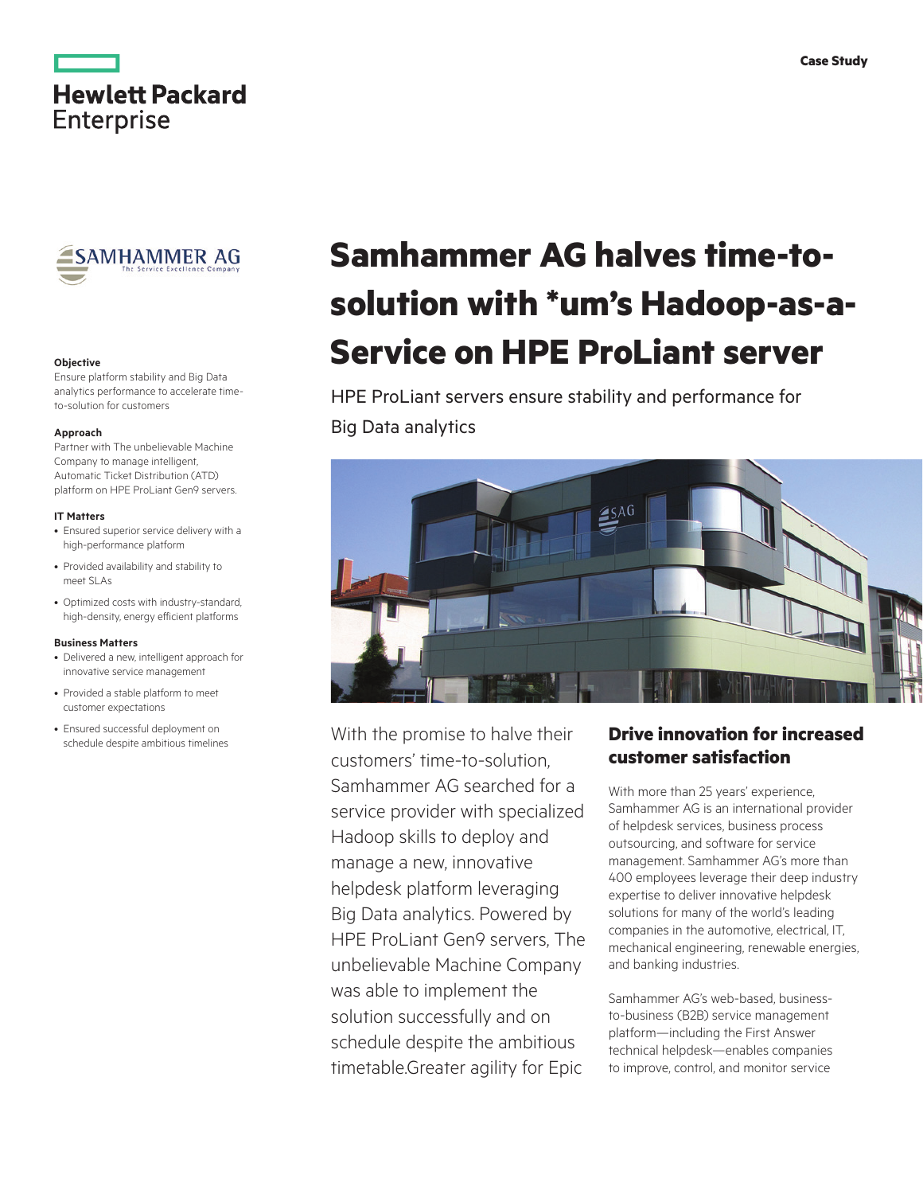Case Study

# Samhammer AG halves time-to-solution with *um's Hadoop-as-a-Service on HPE ProLiant server

HPE ProLiant servers ensure stability and performance for Big Data analytics

**Objective**

Ensure platform stability and Big Data analytics performance to accelerate time-to-solution for customers

**Approach**

Partner with The unbelievable Machine Company to manage intelligent, Automatic Ticket Distribution (ATD) platform on HPE ProLiant Gen9 servers.

**IT Matters**

- Ensured superior service delivery with a high-performance platform
- Provided availability and stability to meet SLAs
- Optimized costs with industry-standard, high-density, energy efficient platforms

**Business Matters**

- Delivered a new, intelligent approach for innovative service management
- Provided a stable platform to meet customer expectations
- Ensured successful deployment on schedule despite ambitious timelines

With the promise to halve their customers' time-to-solution, Samhammer AG searched for a service provider with specialized Hadoop skills to deploy and manage a new, innovative helpdesk platform leveraging Big Data analytics. Powered by HPE ProLiant Gen9 servers, The unbelievable Machine Company was able to implement the solution successfully and on schedule despite the ambitious timetable.Greater agility for Epic

## Drive innovation for increased customer satisfaction

With more than 25 years' experience, Samhammer AG is an international provider of helpdesk services, business process outsourcing, and software for service management. Samhammer AG's more than 400 employees leverage their deep industry expertise to deliver innovative helpdesk solutions for many of the world's leading companies in the automotive, electrical, IT, mechanical engineering, renewable energies, and banking industries.

Samhammer AG's web-based, business-to-business (B2B) service management platform—including the First Answer technical helpdesk—enables companies to improve, control, and monitor service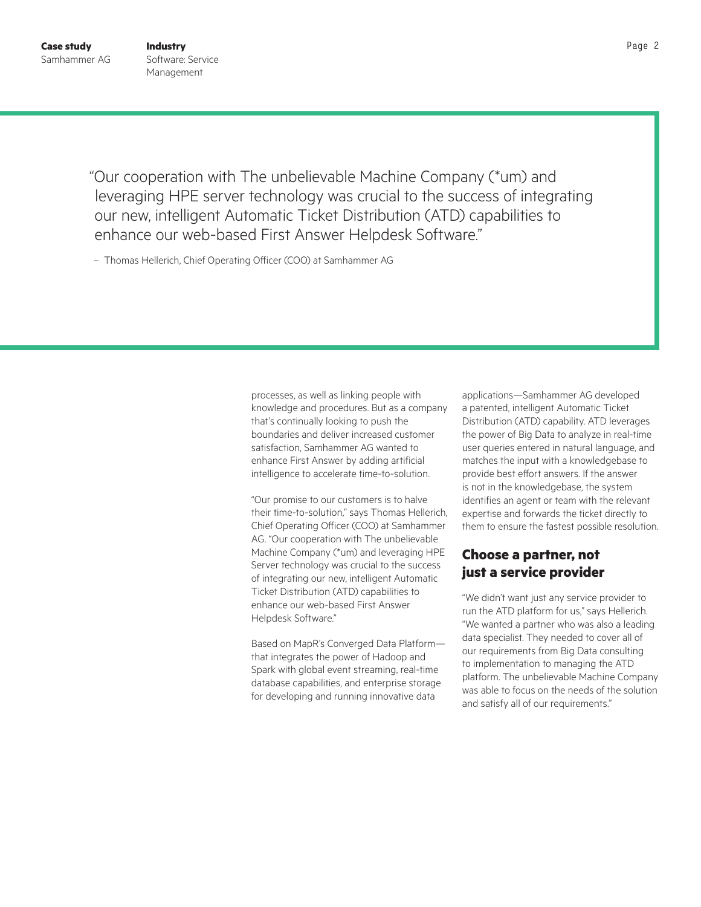“Our cooperation with The unbelievable Machine Company (*um) and leveraging HPE server technology was crucial to the success of integrating our new, intelligent Automatic Ticket Distribution (ATD) capabilities to enhance our web-based First Answer Helpdesk Software.”

– Thomas Hellerich, Chief Operating Officer (COO) at Samhammer AG

processes, as well as linking people with knowledge and procedures. But as a company that’s continually looking to push the boundaries and deliver increased customer satisfaction, Samhammer AG wanted to enhance First Answer by adding artificial intelligence to accelerate time-to-solution.

“Our promise to our customers is to halve their time-to-solution,” says Thomas Hellerich, Chief Operating Officer (COO) at Samhammer AG. “Our cooperation with The unbelievable Machine Company (*um) and leveraging HPE Server technology was crucial to the success of integrating our new, intelligent Automatic Ticket Distribution (ATD) capabilities to enhance our web-based First Answer Helpdesk Software.”

Based on MapR’s Converged Data Platform—that integrates the power of Hadoop and Spark with global event streaming, real-time database capabilities, and enterprise storage for developing and running innovative data applications—Samhammer AG developed a patented, intelligent Automatic Ticket Distribution (ATD) capability. ATD leverages the power of Big Data to analyze in real-time user queries entered in natural language, and matches the input with a knowledgebase to provide best effort answers. If the answer is not in the knowledgebase, the system identifies an agent or team with the relevant expertise and forwards the ticket directly to them to ensure the fastest possible resolution.

## Choose a partner, not just a service provider

“We didn’t want just any service provider to run the ATD platform for us,” says Hellerich. “We wanted a partner who was also a leading data specialist. They needed to cover all of our requirements from Big Data consulting to implementation to managing the ATD platform. The unbelievable Machine Company was able to focus on the needs of the solution and satisfy all of our requirements.”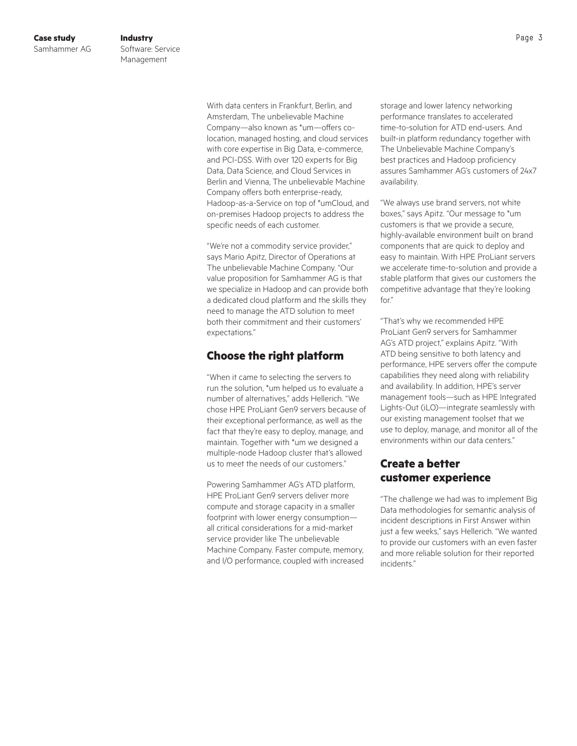With data centers in Frankfurt, Berlin, and Amsterdam, The unbelievable Machine Company—also known as *um—offers co-location, managed hosting, and cloud services with core expertise in Big Data, e-commerce, and PCI-DSS. With over 120 experts for Big Data, Data Science, and Cloud Services in Berlin and Vienna, The unbelievable Machine Company offers both enterprise-ready, Hadoop-as-a-Service on top of *umCloud, and on-premises Hadoop projects to address the specific needs of each customer.

"We're not a commodity service provider," says Mario Apitz, Director of Operations at The unbelievable Machine Company. "Our value proposition for Samhammer AG is that we specialize in Hadoop and can provide both a dedicated cloud platform and the skills they need to manage the ATD solution to meet both their commitment and their customers' expectations."

## Choose the right platform

"When it came to selecting the servers to run the solution, *um helped us to evaluate a number of alternatives," adds Hellerich. "We chose HPE ProLiant Gen9 servers because of their exceptional performance, as well as the fact that they're easy to deploy, manage, and maintain. Together with *um we designed a multiple-node Hadoop cluster that's allowed us to meet the needs of our customers."

Powering Samhammer AG's ATD platform, HPE ProLiant Gen9 servers deliver more compute and storage capacity in a smaller footprint with lower energy consumption—all critical considerations for a mid-market service provider like The unbelievable Machine Company. Faster compute, memory, and I/O performance, coupled with increased storage and lower latency networking performance translates to accelerated time-to-solution for ATD end-users. And built-in platform redundancy together with The Unbelievable Machine Company's best practices and Hadoop proficiency assures Samhammer AG's customers of 24x7 availability.

"We always use brand servers, not white boxes," says Apitz. "Our message to *um customers is that we provide a secure, highly-available environment built on brand components that are quick to deploy and easy to maintain. With HPE ProLiant servers we accelerate time-to-solution and provide a stable platform that gives our customers the competitive advantage that they're looking for."

"That's why we recommended HPE ProLiant Gen9 servers for Samhammer AG's ATD project," explains Apitz. "With ATD being sensitive to both latency and performance, HPE servers offer the compute capabilities they need along with reliability and availability. In addition, HPE's server management tools—such as HPE Integrated Lights-Out (iLO)—integrate seamlessly with our existing management toolset that we use to deploy, manage, and monitor all of the environments within our data centers."

## Create a better customer experience

"The challenge we had was to implement Big Data methodologies for semantic analysis of incident descriptions in First Answer within just a few weeks," says Hellerich. "We wanted to provide our customers with an even faster and more reliable solution for their reported incidents."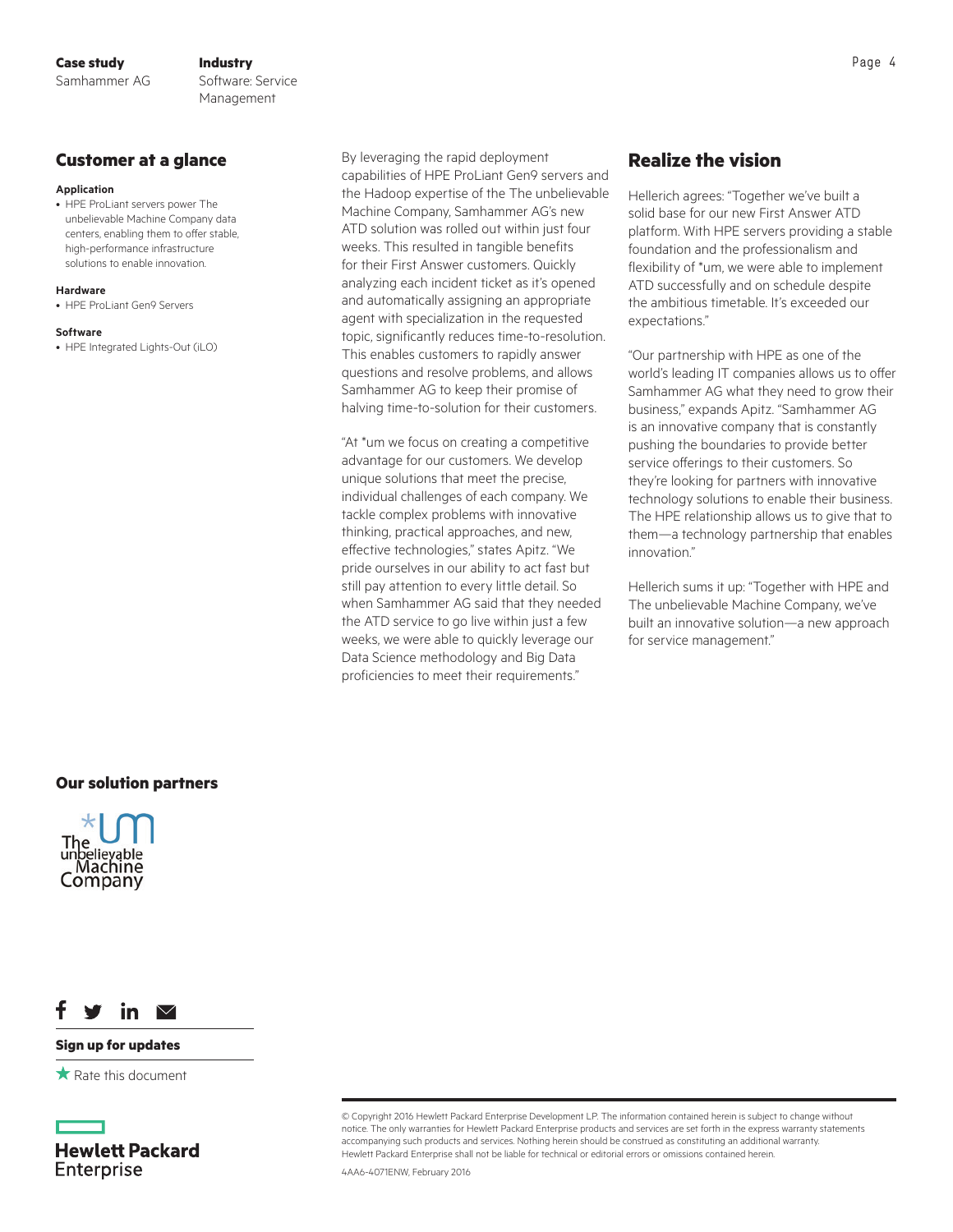**Case study**
Samhammer AG

**Industry**
Software: Service Management

## Customer at a glance

**Application**

- HPE ProLiant servers power The unbelievable Machine Company data centers, enabling them to offer stable, high-performance infrastructure solutions to enable innovation.

**Hardware**

- HPE ProLiant Gen9 Servers

**Software**

- HPE Integrated Lights-Out (iLO)

By leveraging the rapid deployment capabilities of HPE ProLiant Gen9 servers and the Hadoop expertise of the The unbelievable Machine Company, Samhammer AG's new ATD solution was rolled out within just four weeks. This resulted in tangible benefits for their First Answer customers. Quickly analyzing each incident ticket as it's opened and automatically assigning an appropriate agent with specialization in the requested topic, significantly reduces time-to-resolution. This enables customers to rapidly answer questions and resolve problems, and allows Samhammer AG to keep their promise of halving time-to-solution for their customers.

"At *um we focus on creating a competitive advantage for our customers. We develop unique solutions that meet the precise, individual challenges of each company. We tackle complex problems with innovative thinking, practical approaches, and new, effective technologies," states Apitz. "We pride ourselves in our ability to act fast but still pay attention to every little detail. So when Samhammer AG said that they needed the ATD service to go live within just a few weeks, we were able to quickly leverage our Data Science methodology and Big Data proficiencies to meet their requirements."

## Realize the vision

Hellerich agrees: "Together we've built a solid base for our new First Answer ATD platform. With HPE servers providing a stable foundation and the professionalism and flexibility of *um, we were able to implement ATD successfully and on schedule despite the ambitious timetable. It's exceeded our expectations."

"Our partnership with HPE as one of the world's leading IT companies allows us to offer Samhammer AG what they need to grow their business," expands Apitz. "Samhammer AG is an innovative company that is constantly pushing the boundaries to provide better service offerings to their customers. So they're looking for partners with innovative technology solutions to enable their business. The HPE relationship allows us to give that to them—a technology partnership that enables innovation."

Hellerich sums it up: "Together with HPE and The unbelievable Machine Company, we've built an innovative solution—a new approach for service management."

## Our solution partners

The unbelievable Machine Company

**Sign up for updates**

Rate this document

© Copyright 2016 Hewlett Packard Enterprise Development LP. The information contained herein is subject to change without notice. The only warranties for Hewlett Packard Enterprise products and services are set forth in the express warranty statements accompanying such products and services. Nothing herein should be construed as constituting an additional warranty. Hewlett Packard Enterprise shall not be liable for technical or editorial errors or omissions contained herein.

4AA6-4071ENW, February 2016